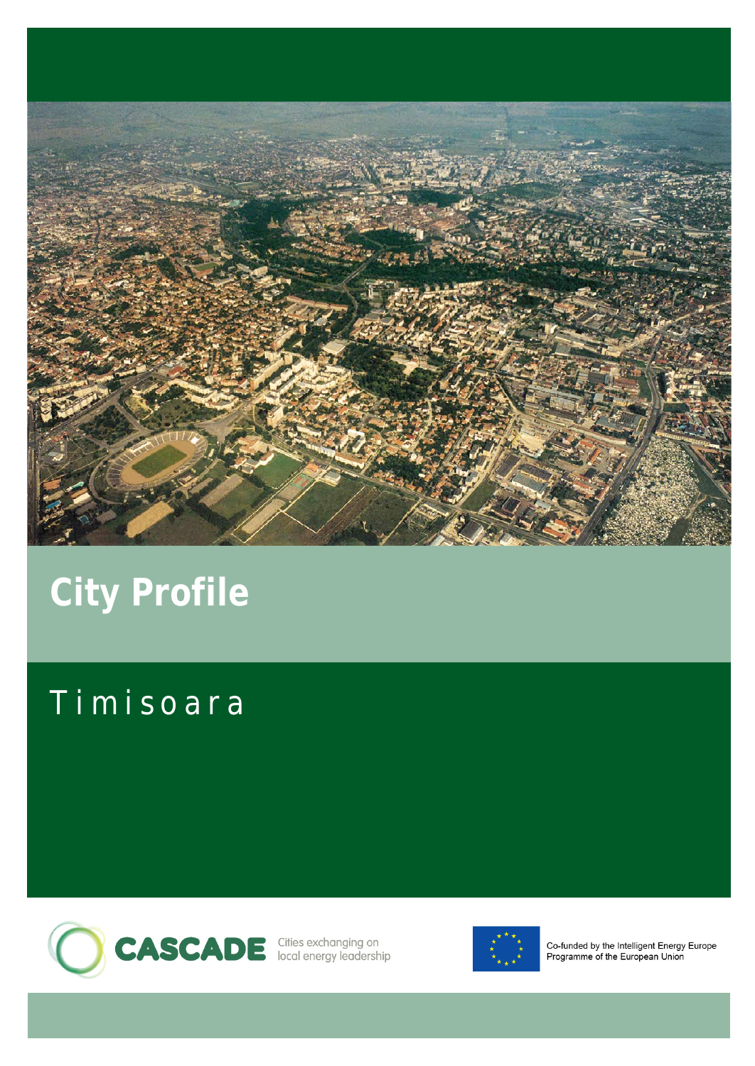# City Profile

## Timisoara

CASCADE Cities exchanging on local energy leadership

Co-funded by the Intelligent Energy Europe Programme of the European Union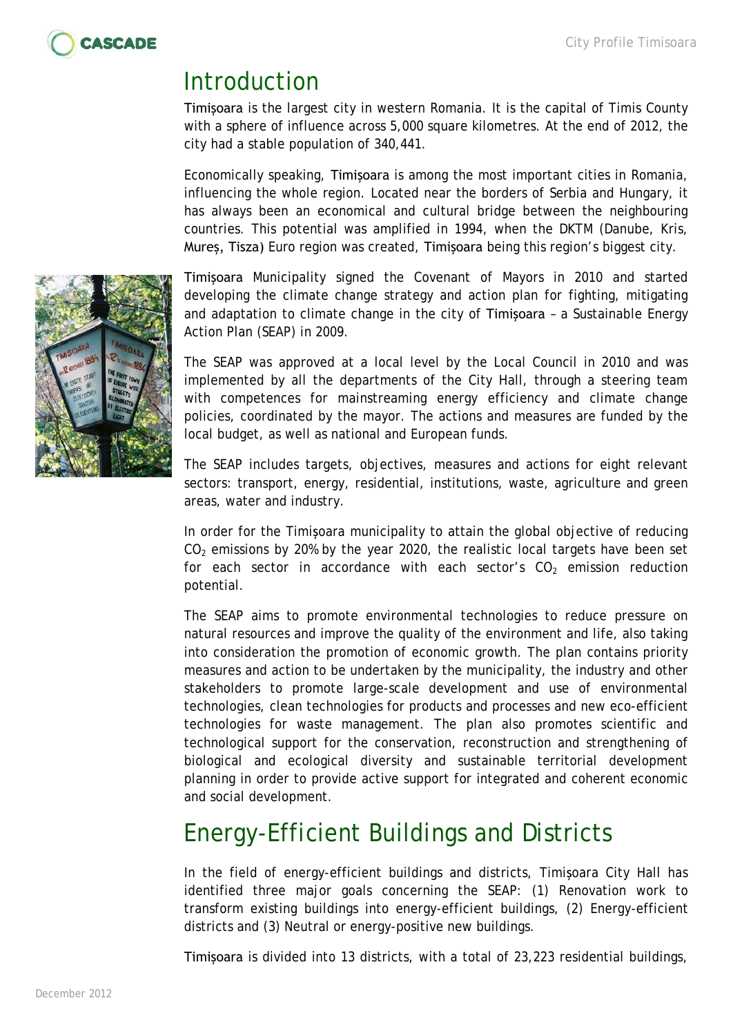# Introduction

Timișoara is the largest city in western Romania. It is the capital of Timis County with a sphere of influence across 5,000 square kilometres. At the end of 2012, the city had a stable population of 340,441.

Economically speaking, Timișoara is among the most important cities in Romania, influencing the whole region. Located near the borders of Serbia and Hungary, it has always been an economical and cultural bridge between the neighbouring countries. This potential was amplified in 1994, when the DKTM (Danube, Kris, Mureș, Tisza) Euro region was created, Timișoara being this region's biggest city.

Timișoara Municipality signed the Covenant of Mayors in 2010 and started developing the climate change strategy and action plan for fighting, mitigating and adaptation to climate change in the city of Timișoara – a Sustainable Energy Action Plan (SEAP) in 2009.

The SEAP was approved at a local level by the Local Council in 2010 and was implemented by all the departments of the City Hall, through a steering team with competences for mainstreaming energy efficiency and climate change policies, coordinated by the mayor. The actions and measures are funded by the local budget, as well as national and European funds.

The SEAP includes targets, objectives, measures and actions for eight relevant sectors: transport, energy, residential, institutions, waste, agriculture and green areas, water and industry.

In order for the Timișoara municipality to attain the global objective of reducing $CO_2$ emissions by 20% by the year 2020, the realistic local targets have been set for each sector in accordance with each sector's $CO_2$ emission reduction potential.

The SEAP aims to promote environmental technologies to reduce pressure on natural resources and improve the quality of the environment and life, also taking into consideration the promotion of economic growth. The plan contains priority measures and action to be undertaken by the municipality, the industry and other stakeholders to promote large-scale development and use of environmental technologies, clean technologies for products and processes and new eco-efficient technologies for waste management. The plan also promotes scientific and technological support for the conservation, reconstruction and strengthening of biological and ecological diversity and sustainable territorial development planning in order to provide active support for integrated and coherent economic and social development.

# Energy-Efficient Buildings and Districts

In the field of energy-efficient buildings and districts, Timișoara City Hall has identified three major goals concerning the SEAP: (1) Renovation work to transform existing buildings into energy-efficient buildings, (2) Energy-efficient districts and (3) Neutral or energy-positive new buildings.

Timișoara is divided into 13 districts, with a total of 23,223 residential buildings,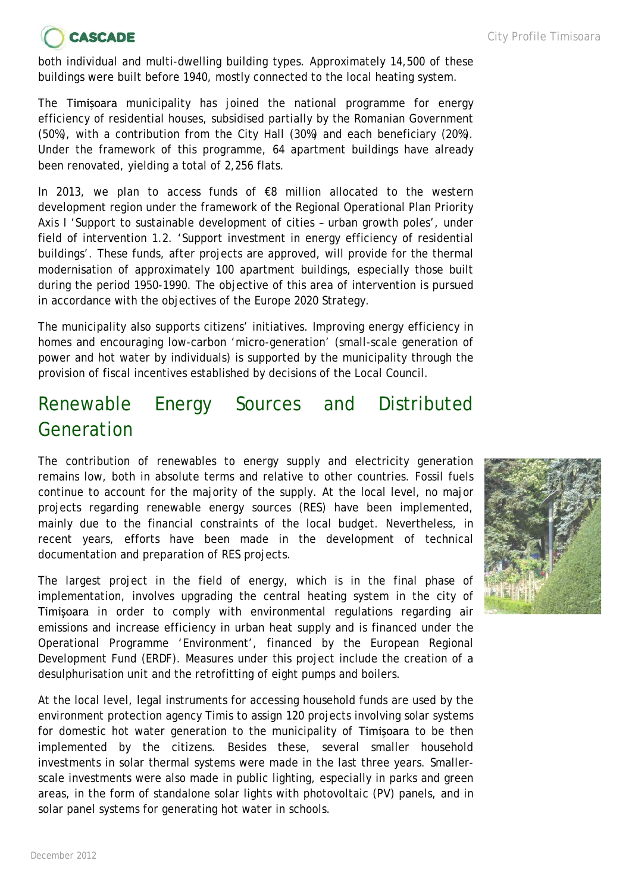both individual and multi-dwelling building types. Approximately 14,500 of these buildings were built before 1940, mostly connected to the local heating system.

The Timişoara municipality has joined the national programme for energy efficiency of residential houses, subsidised partially by the Romanian Government (50%), with a contribution from the City Hall (30%) and each beneficiary (20%). Under the framework of this programme, 64 apartment buildings have already been renovated, yielding a total of 2,256 flats.

In 2013, we plan to access funds of €8 million allocated to the western development region under the framework of the Regional Operational Plan Priority Axis I 'Support to sustainable development of cities – urban growth poles', under field of intervention 1.2. 'Support investment in energy efficiency of residential buildings'. These funds, after projects are approved, will provide for the thermal modernisation of approximately 100 apartment buildings, especially those built during the period 1950-1990. The objective of this area of intervention is pursued in accordance with the objectives of the Europe 2020 Strategy.

The municipality also supports citizens' initiatives. Improving energy efficiency in homes and encouraging low-carbon 'micro-generation' (small-scale generation of power and hot water by individuals) is supported by the municipality through the provision of fiscal incentives established by decisions of the Local Council.

## Renewable Energy Sources and Distributed Generation

The contribution of renewables to energy supply and electricity generation remains low, both in absolute terms and relative to other countries. Fossil fuels continue to account for the majority of the supply. At the local level, no major projects regarding renewable energy sources (RES) have been implemented, mainly due to the financial constraints of the local budget. Nevertheless, in recent years, efforts have been made in the development of technical documentation and preparation of RES projects.

The largest project in the field of energy, which is in the final phase of implementation, involves upgrading the central heating system in the city of Timişoara in order to comply with environmental regulations regarding air emissions and increase efficiency in urban heat supply and is financed under the Operational Programme 'Environment', financed by the European Regional Development Fund (ERDF). Measures under this project include the creation of a desulphurisation unit and the retrofitting of eight pumps and boilers.

At the local level, legal instruments for accessing household funds are used by the environment protection agency Timis to assign 120 projects involving solar systems for domestic hot water generation to the municipality of Timişoara to be then implemented by the citizens. Besides these, several smaller household investments in solar thermal systems were made in the last three years. Smaller-scale investments were also made in public lighting, especially in parks and green areas, in the form of standalone solar lights with photovoltaic (PV) panels, and in solar panel systems for generating hot water in schools.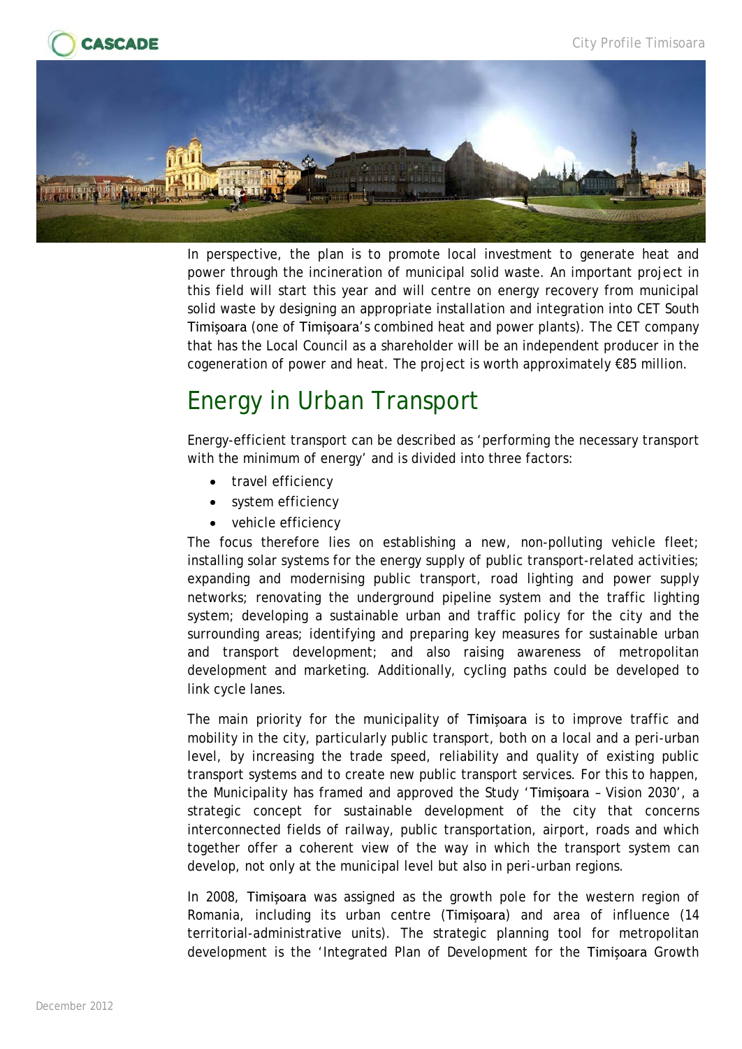In perspective, the plan is to promote local investment to generate heat and power through the incineration of municipal solid waste. An important project in this field will start this year and will centre on energy recovery from municipal solid waste by designing an appropriate installation and integration into CET South Timișoara (one of Timișoara's combined heat and power plants). The CET company that has the Local Council as a shareholder will be an independent producer in the cogeneration of power and heat. The project is worth approximately €85 million.

## Energy in Urban Transport

Energy-efficient transport can be described as 'performing the necessary transport with the minimum of energy' and is divided into three factors:

- travel efficiency
- system efficiency
- vehicle efficiency

The focus therefore lies on establishing a new, non-polluting vehicle fleet; installing solar systems for the energy supply of public transport-related activities; expanding and modernising public transport, road lighting and power supply networks; renovating the underground pipeline system and the traffic lighting system; developing a sustainable urban and traffic policy for the city and the surrounding areas; identifying and preparing key measures for sustainable urban and transport development; and also raising awareness of metropolitan development and marketing. Additionally, cycling paths could be developed to link cycle lanes.

The main priority for the municipality of Timișoara is to improve traffic and mobility in the city, particularly public transport, both on a local and a peri-urban level, by increasing the trade speed, reliability and quality of existing public transport systems and to create new public transport services. For this to happen, the Municipality has framed and approved the Study 'Timișoara – Vision 2030', a strategic concept for sustainable development of the city that concerns interconnected fields of railway, public transportation, airport, roads and which together offer a coherent view of the way in which the transport system can develop, not only at the municipal level but also in peri-urban regions.

In 2008, Timișoara was assigned as the growth pole for the western region of Romania, including its urban centre (Timișoara) and area of influence (14 territorial-administrative units). The strategic planning tool for metropolitan development is the 'Integrated Plan of Development for the Timișoara Growth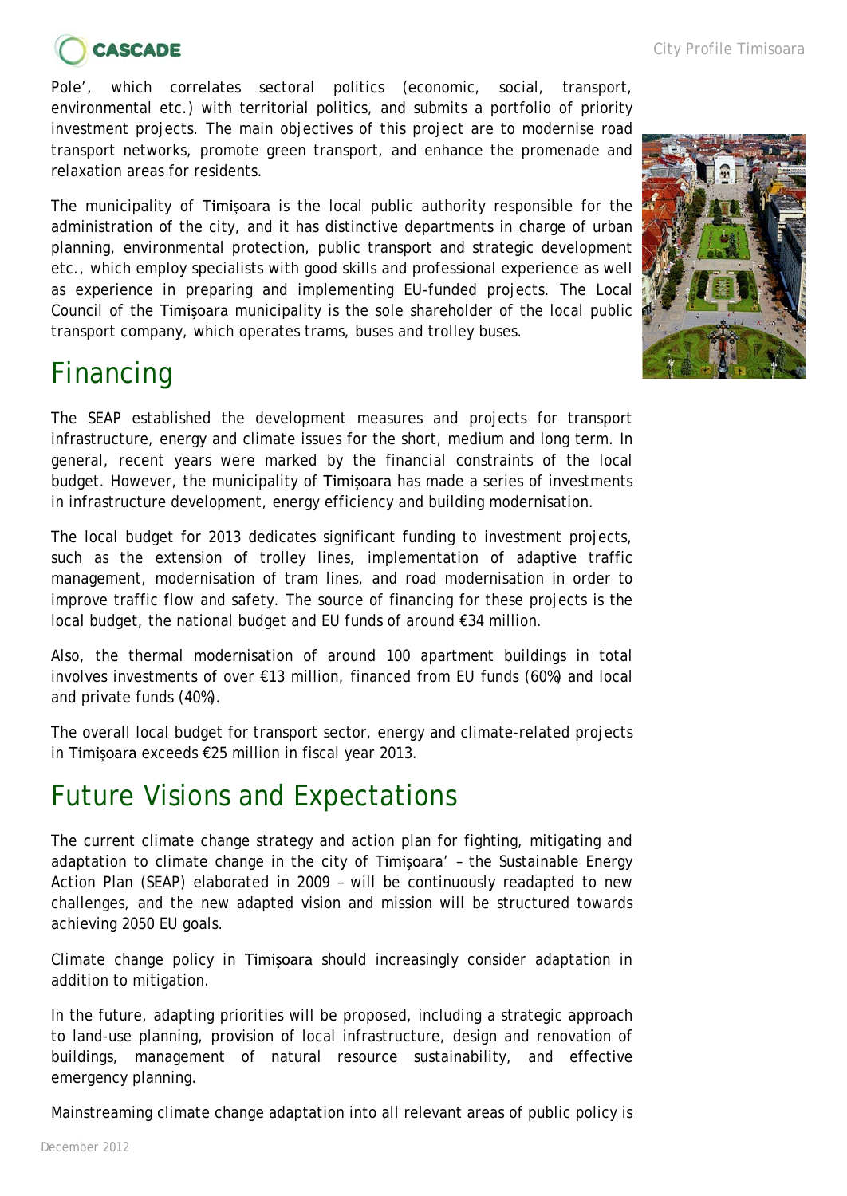Pole', which correlates sectoral politics (economic, social, transport, environmental etc.) with territorial politics, and submits a portfolio of priority investment projects. The main objectives of this project are to modernise road transport networks, promote green transport, and enhance the promenade and relaxation areas for residents.

The municipality of Timișoara is the local public authority responsible for the administration of the city, and it has distinctive departments in charge of urban planning, environmental protection, public transport and strategic development etc., which employ specialists with good skills and professional experience as well as experience in preparing and implementing EU-funded projects. The Local Council of the Timișoara municipality is the sole shareholder of the local public transport company, which operates trams, buses and trolley buses.

# Financing

The SEAP established the development measures and projects for transport infrastructure, energy and climate issues for the short, medium and long term. In general, recent years were marked by the financial constraints of the local budget. However, the municipality of Timișoara has made a series of investments in infrastructure development, energy efficiency and building modernisation.

The local budget for 2013 dedicates significant funding to investment projects, such as the extension of trolley lines, implementation of adaptive traffic management, modernisation of tram lines, and road modernisation in order to improve traffic flow and safety. The source of financing for these projects is the local budget, the national budget and EU funds of around €34 million.

Also, the thermal modernisation of around 100 apartment buildings in total involves investments of over €13 million, financed from EU funds (60%) and local and private funds (40%).

The overall local budget for transport sector, energy and climate-related projects in Timișoara exceeds €25 million in fiscal year 2013.

# Future Visions and Expectations

The current climate change strategy and action plan for fighting, mitigating and adaptation to climate change in the city of Timișoara' – the Sustainable Energy Action Plan (SEAP) elaborated in 2009 – will be continuously readapted to new challenges, and the new adapted vision and mission will be structured towards achieving 2050 EU goals.

Climate change policy in Timișoara should increasingly consider adaptation in addition to mitigation.

In the future, adapting priorities will be proposed, including a strategic approach to land-use planning, provision of local infrastructure, design and renovation of buildings, management of natural resource sustainability, and effective emergency planning.

Mainstreaming climate change adaptation into all relevant areas of public policy is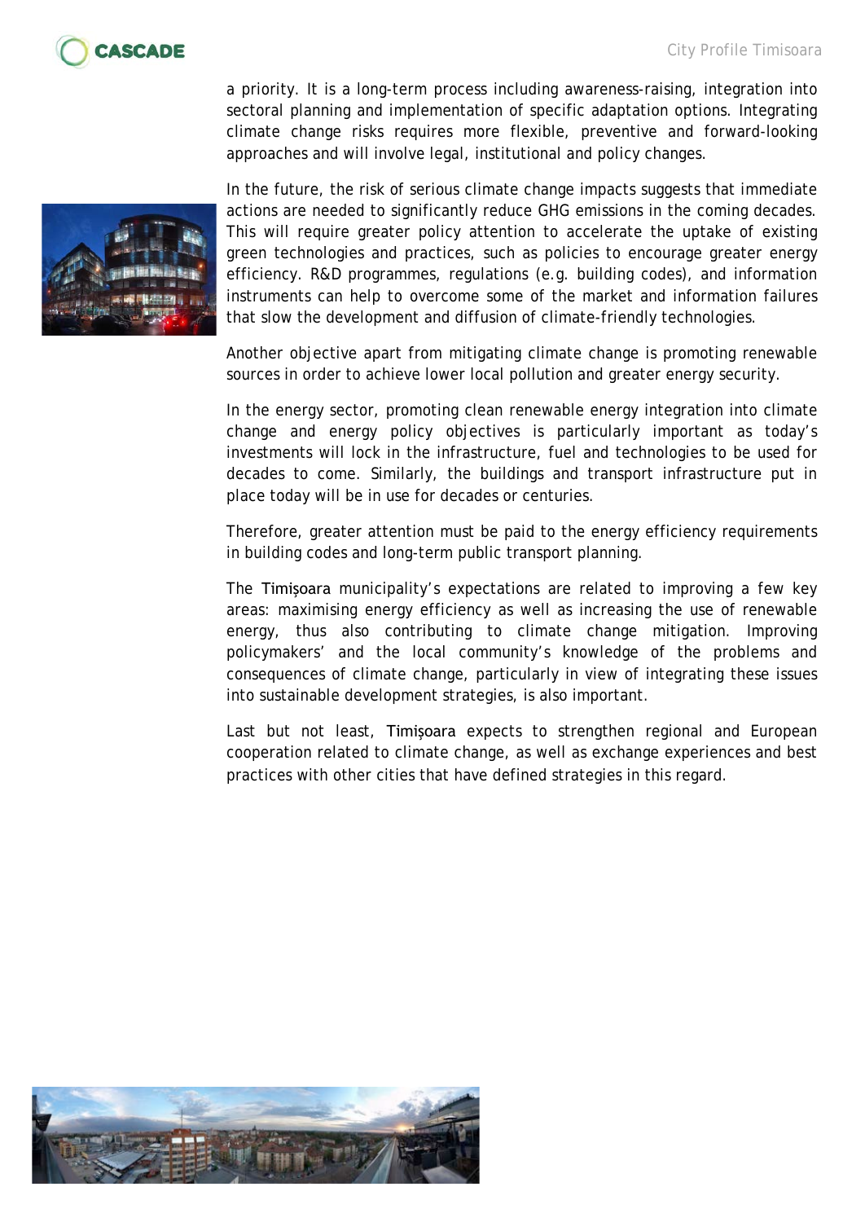a priority. It is a long-term process including awareness-raising, integration into sectoral planning and implementation of specific adaptation options. Integrating climate change risks requires more flexible, preventive and forward-looking approaches and will involve legal, institutional and policy changes.

In the future, the risk of serious climate change impacts suggests that immediate actions are needed to significantly reduce GHG emissions in the coming decades. This will require greater policy attention to accelerate the uptake of existing green technologies and practices, such as policies to encourage greater energy efficiency. R&D programmes, regulations (e.g. building codes), and information instruments can help to overcome some of the market and information failures that slow the development and diffusion of climate-friendly technologies.

Another objective apart from mitigating climate change is promoting renewable sources in order to achieve lower local pollution and greater energy security.

In the energy sector, promoting clean renewable energy integration into climate change and energy policy objectives is particularly important as today's investments will lock in the infrastructure, fuel and technologies to be used for decades to come. Similarly, the buildings and transport infrastructure put in place today will be in use for decades or centuries.

Therefore, greater attention must be paid to the energy efficiency requirements in building codes and long-term public transport planning.

The Timişoara municipality's expectations are related to improving a few key areas: maximising energy efficiency as well as increasing the use of renewable energy, thus also contributing to climate change mitigation. Improving policymakers' and the local community's knowledge of the problems and consequences of climate change, particularly in view of integrating these issues into sustainable development strategies, is also important.

Last but not least, Timişoara expects to strengthen regional and European cooperation related to climate change, as well as exchange experiences and best practices with other cities that have defined strategies in this regard.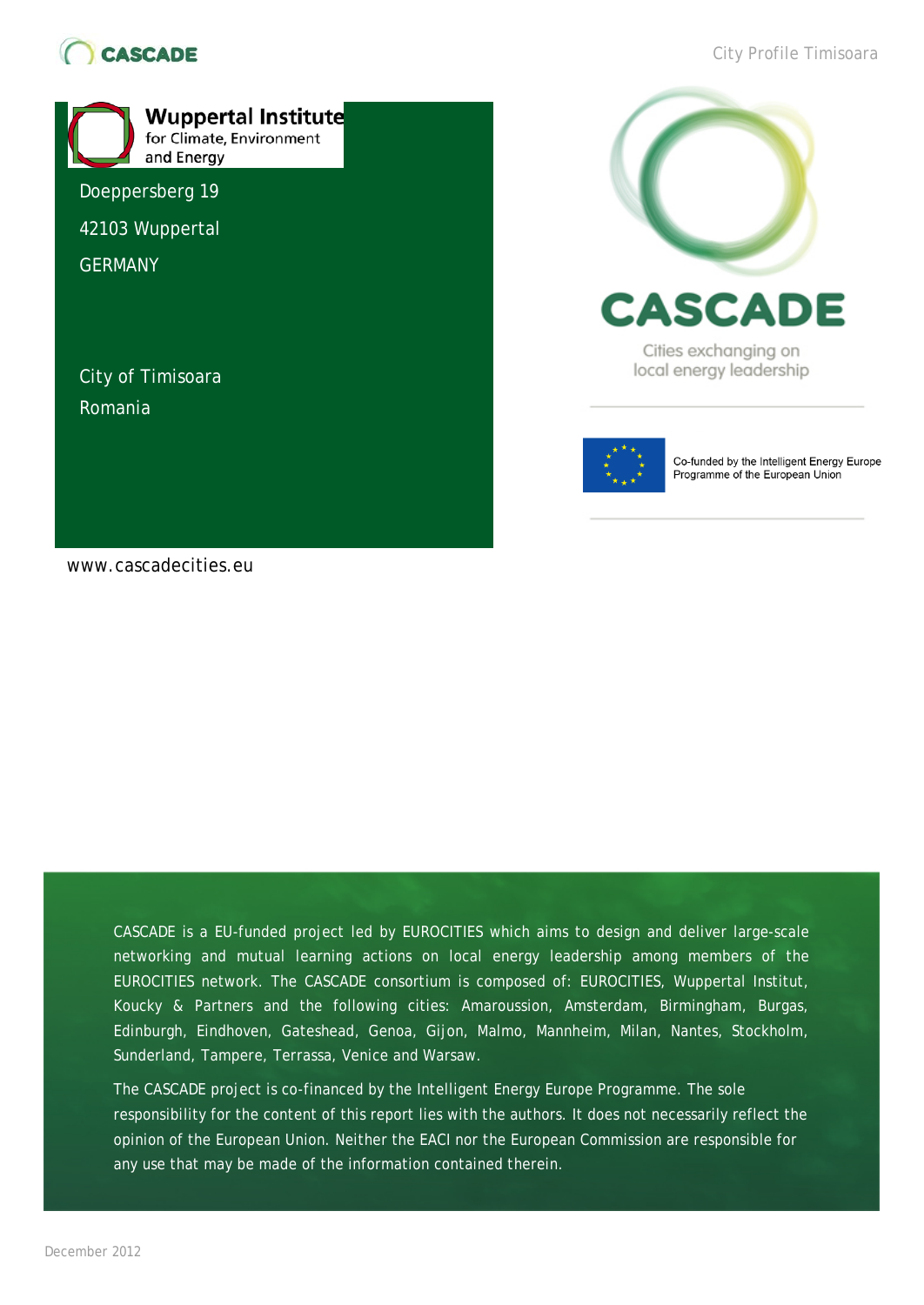Wuppertal Institute for Climate, Environment and Energy

Doeppersberg 19

42103 Wuppertal

GERMANY

City of Timisoara

Romania

www.cascadecities.eu

CASCADE

Cities exchanging on local energy leadership

Co-funded by the Intelligent Energy Europe Programme of the European Union

CASCADE is a EU-funded project led by EUROCITIES which aims to design and deliver large-scale networking and mutual learning actions on local energy leadership among members of the EUROCITIES network. The CASCADE consortium is composed of: EUROCITIES, Wuppertal Institut, Koucky & Partners and the following cities: Amaroussion, Amsterdam, Birmingham, Burgas, Edinburgh, Eindhoven, Gateshead, Genoa, Gijon, Malmo, Mannheim, Milan, Nantes, Stockholm, Sunderland, Tampere, Terrassa, Venice and Warsaw.

The CASCADE project is co-financed by the Intelligent Energy Europe Programme. The sole responsibility for the content of this report lies with the authors. It does not necessarily reflect the opinion of the European Union. Neither the EACI nor the European Commission are responsible for any use that may be made of the information contained therein.

December 2012